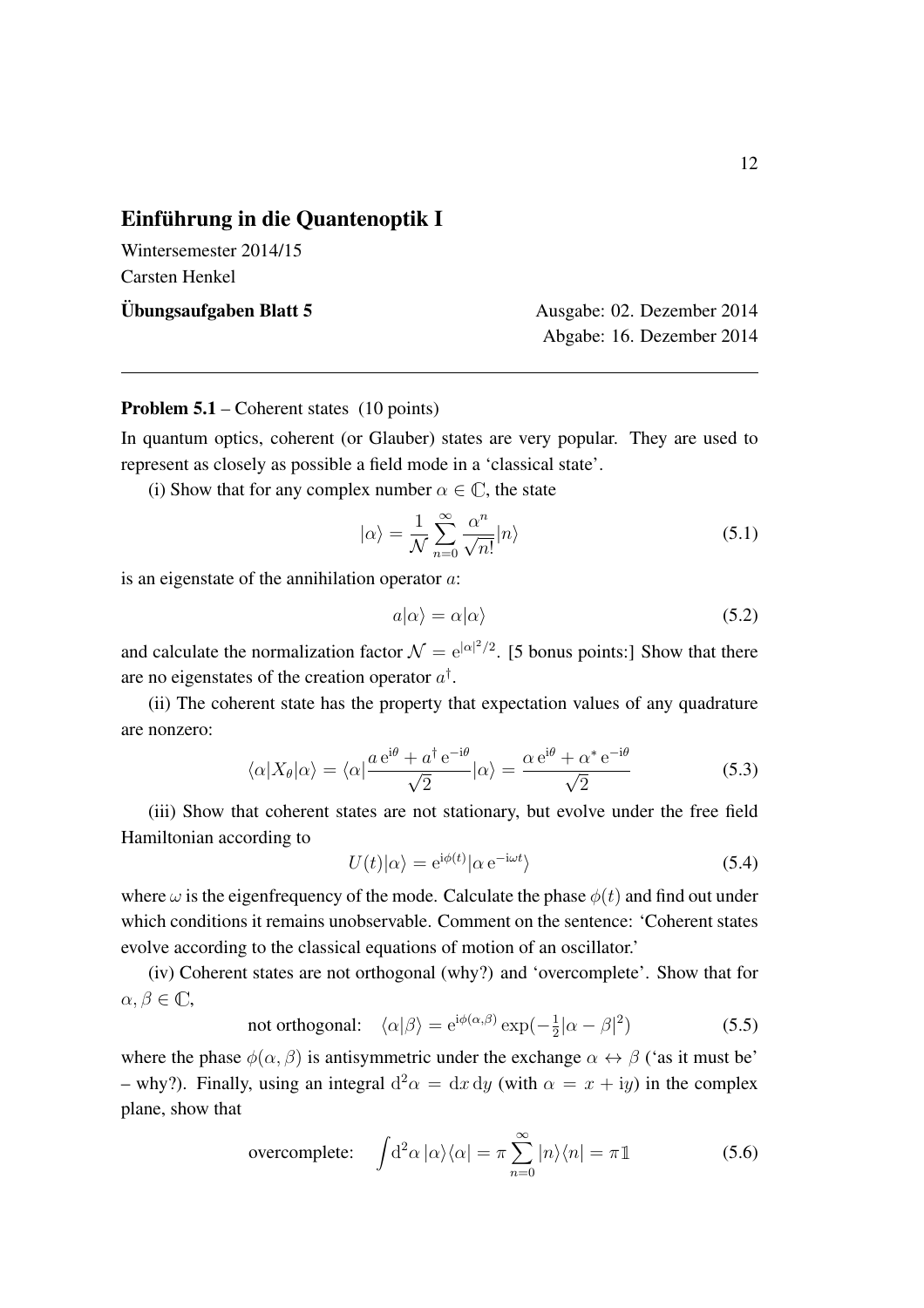## Einführung in die Quantenoptik I

Wintersemester 2014/15

Carsten Henkel

**Übungsaufgaben Blatt 5** Ausgabe: 02. Dezember 2014

Abgabe: 16. Dezember 2014

---

**Problem 5.1** – Coherent states (10 points)

In quantum optics, coherent (or Glauber) states are very popular. They are used to represent as closely as possible a field mode in a 'classical state'.

(i) Show that for any complex number $\alpha \in \mathbb{C}$, the state

$$|\alpha\rangle = \frac{1}{\mathcal{N}} \sum_{n=0}^{\infty} \frac{\alpha^n}{\sqrt{n!}} |n\rangle \tag{5.1}$$

is an eigenstate of the annihilation operator $a$:

$$a|\alpha\rangle = \alpha|\alpha\rangle \tag{5.2}$$

and calculate the normalization factor $\mathcal{N} = \mathrm{e}^{|\alpha|^2/2}$. [5 bonus points:] Show that there are no eigenstates of the creation operator $a^\dagger$.

(ii) The coherent state has the property that expectation values of any quadrature are nonzero:

$$\langle\alpha|X_\theta|\alpha\rangle = \langle\alpha|\frac{a\,\mathrm{e}^{\mathrm{i}\theta} + a^\dagger\,\mathrm{e}^{-\mathrm{i}\theta}}{\sqrt{2}}|\alpha\rangle = \frac{\alpha\,\mathrm{e}^{\mathrm{i}\theta} + \alpha^*\,\mathrm{e}^{-\mathrm{i}\theta}}{\sqrt{2}} \tag{5.3}$$

(iii) Show that coherent states are not stationary, but evolve under the free field Hamiltonian according to

$$U(t)|\alpha\rangle = \mathrm{e}^{\mathrm{i}\phi(t)}|\alpha\,\mathrm{e}^{-\mathrm{i}\omega t}\rangle \tag{5.4}$$

where $\omega$ is the eigenfrequency of the mode. Calculate the phase $\phi(t)$ and find out under which conditions it remains unobservable. Comment on the sentence: 'Coherent states evolve according to the classical equations of motion of an oscillator.'

(iv) Coherent states are not orthogonal (why?) and 'overcomplete'. Show that for $\alpha, \beta \in \mathbb{C}$,

$$\text{not orthogonal:} \quad \langle\alpha|\beta\rangle = \mathrm{e}^{\mathrm{i}\phi(\alpha,\beta)} \exp(-\tfrac{1}{2}|\alpha - \beta|^2) \tag{5.5}$$

where the phase $\phi(\alpha, \beta)$ is antisymmetric under the exchange $\alpha \leftrightarrow \beta$ ('as it must be' – why?). Finally, using an integral $\mathrm{d}^2\alpha = \mathrm{d}x\,\mathrm{d}y$ (with $\alpha = x + \mathrm{i}y$) in the complex plane, show that

$$\text{overcomplete:} \quad \int \mathrm{d}^2\alpha\,|\alpha\rangle\langle\alpha| = \pi \sum_{n=0}^{\infty} |n\rangle\langle n| = \pi\mathbb{1} \tag{5.6}$$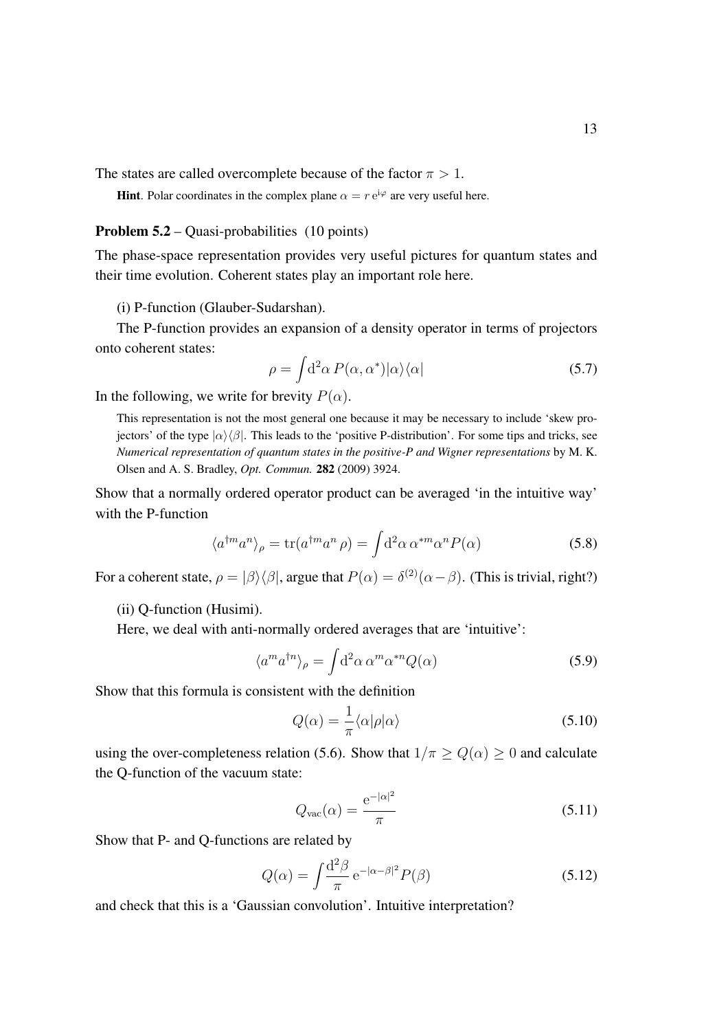The states are called overcomplete because of the factor $\pi > 1$.

**Hint**. Polar coordinates in the complex plane $\alpha = r\,\mathrm{e}^{\mathrm{i}\varphi}$ are very useful here.

**Problem 5.2** – Quasi-probabilities (10 points)

The phase-space representation provides very useful pictures for quantum states and their time evolution. Coherent states play an important role here.

(i) P-function (Glauber-Sudarshan).

The P-function provides an expansion of a density operator in terms of projectors onto coherent states:

$$\rho = \int \mathrm{d}^2\alpha\, P(\alpha, \alpha^*) |\alpha\rangle\langle\alpha| \tag{5.7}$$

In the following, we write for brevity $P(\alpha)$.

This representation is not the most general one because it may be necessary to include 'skew projectors' of the type $|\alpha\rangle\langle\beta|$. This leads to the 'positive P-distribution'. For some tips and tricks, see *Numerical representation of quantum states in the positive-P and Wigner representations* by M. K. Olsen and A. S. Bradley, *Opt. Commun.* **282** (2009) 3924.

Show that a normally ordered operator product can be averaged 'in the intuitive way' with the P-function

$$\langle a^{\dagger m} a^n \rangle_\rho = \mathrm{tr}(a^{\dagger m} a^n\, \rho) = \int \mathrm{d}^2\alpha\, \alpha^{*m} \alpha^n P(\alpha) \tag{5.8}$$

For a coherent state, $\rho = |\beta\rangle\langle\beta|$, argue that $P(\alpha) = \delta^{(2)}(\alpha - \beta)$. (This is trivial, right?)

(ii) Q-function (Husimi).

Here, we deal with anti-normally ordered averages that are 'intuitive':

$$\langle a^m a^{\dagger n} \rangle_\rho = \int \mathrm{d}^2\alpha\, \alpha^m \alpha^{*n} Q(\alpha) \tag{5.9}$$

Show that this formula is consistent with the definition

$$Q(\alpha) = \frac{1}{\pi} \langle \alpha | \rho | \alpha \rangle \tag{5.10}$$

using the over-completeness relation (5.6). Show that $1/\pi \geq Q(\alpha) \geq 0$ and calculate the Q-function of the vacuum state:

$$Q_{\mathrm{vac}}(\alpha) = \frac{\mathrm{e}^{-|\alpha|^2}}{\pi} \tag{5.11}$$

Show that P- and Q-functions are related by

$$Q(\alpha) = \int \frac{\mathrm{d}^2\beta}{\pi}\, \mathrm{e}^{-|\alpha - \beta|^2} P(\beta) \tag{5.12}$$

and check that this is a 'Gaussian convolution'. Intuitive interpretation?